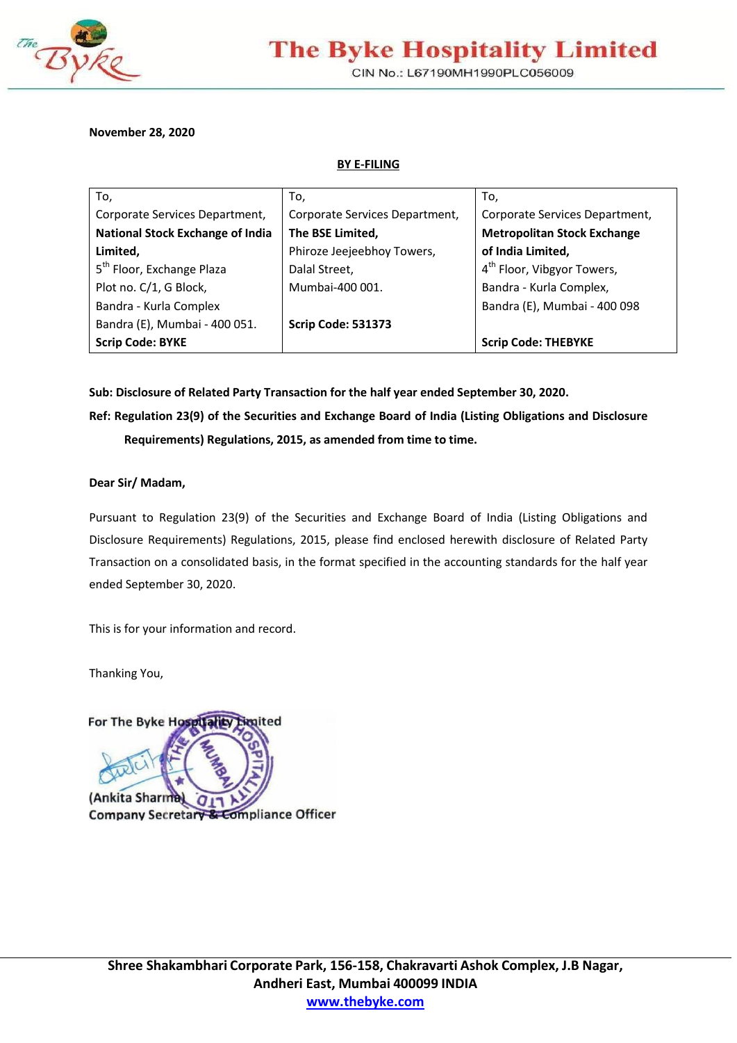# The Byke Hospitality Limited

CIN No.: L67190MH1990PLC056009

**November 28, 2020**

**BY E-FILING**

| To, | To, | To, |
|---|---|---|
| Corporate Services Department,<br>**National Stock Exchange of India Limited,**<br>5th Floor, Exchange Plaza<br>Plot no. C/1, G Block,<br>Bandra - Kurla Complex<br>Bandra (E), Mumbai - 400 051.<br>**Scrip Code: BYKE** | Corporate Services Department,<br>**The BSE Limited,**<br>Phiroze Jeejeebhoy Towers,<br>Dalal Street,<br>Mumbai-400 001.<br><br>**Scrip Code: 531373** | Corporate Services Department,<br>**Metropolitan Stock Exchange of India Limited,**<br>4th Floor, Vibgyor Towers,<br>Bandra - Kurla Complex,<br>Bandra (E), Mumbai - 400 098<br><br>**Scrip Code: THEBYKE** |

**Sub: Disclosure of Related Party Transaction for the half year ended September 30, 2020.**

**Ref: Regulation 23(9) of the Securities and Exchange Board of India (Listing Obligations and Disclosure Requirements) Regulations, 2015, as amended from time to time.**

**Dear Sir/ Madam,**

Pursuant to Regulation 23(9) of the Securities and Exchange Board of India (Listing Obligations and Disclosure Requirements) Regulations, 2015, please find enclosed herewith disclosure of Related Party Transaction on a consolidated basis, in the format specified in the accounting standards for the half year ended September 30, 2020.

This is for your information and record.

Thanking You,

For The Byke Hospitality Limited

(Ankita Sharma)
Company Secretary & Compliance Officer

Shree Shakambhari Corporate Park, 156-158, Chakravarti Ashok Complex, J.B Nagar, Andheri East, Mumbai 400099 INDIA
www.thebyke.com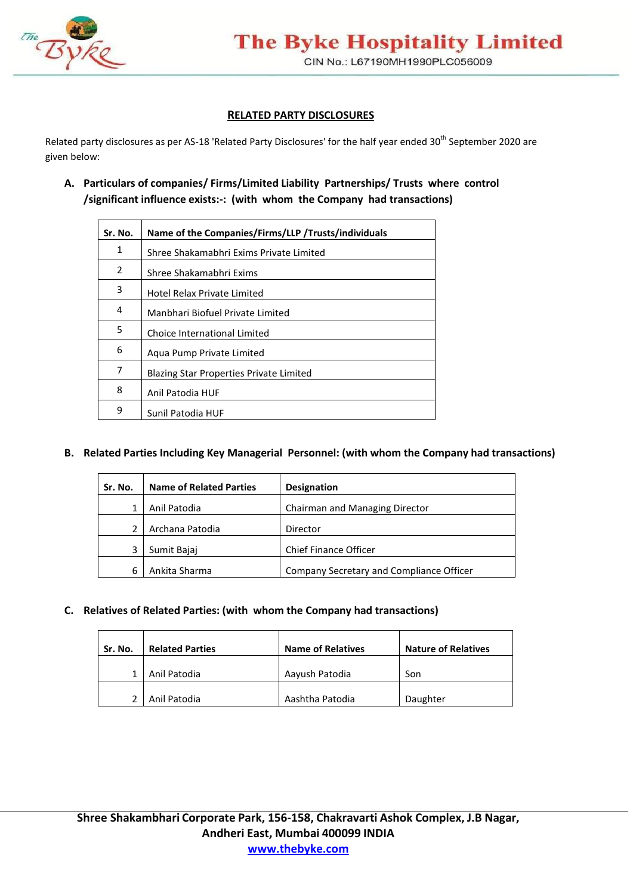## RELATED PARTY DISCLOSURES

Related party disclosures as per AS-18 'Related Party Disclosures' for the half year ended 30th September 2020 are given below:

**A. Particulars of companies/ Firms/Limited Liability Partnerships/ Trusts where control /significant influence exists:-: (with whom the Company had transactions)**

| Sr. No. | Name of the Companies/Firms/LLP /Trusts/individuals |
|---|---|
| 1 | Shree Shakamabhri Exims Private Limited |
| 2 | Shree Shakamabhri Exims |
| 3 | Hotel Relax Private Limited |
| 4 | Manbhari Biofuel Private Limited |
| 5 | Choice International Limited |
| 6 | Aqua Pump Private Limited |
| 7 | Blazing Star Properties Private Limited |
| 8 | Anil Patodia HUF |
| 9 | Sunil Patodia HUF |

**B. Related Parties Including Key Managerial Personnel: (with whom the Company had transactions)**

| Sr. No. | Name of Related Parties | Designation |
|---|---|---|
| 1 | Anil Patodia | Chairman and Managing Director |
| 2 | Archana Patodia | Director |
| 3 | Sumit Bajaj | Chief Finance Officer |
| 6 | Ankita Sharma | Company Secretary and Compliance Officer |

**C. Relatives of Related Parties: (with whom the Company had transactions)**

| Sr. No. | Related Parties | Name of Relatives | Nature of Relatives |
|---|---|---|---|
| 1 | Anil Patodia | Aayush Patodia | Son |
| 2 | Anil Patodia | Aashtha Patodia | Daughter |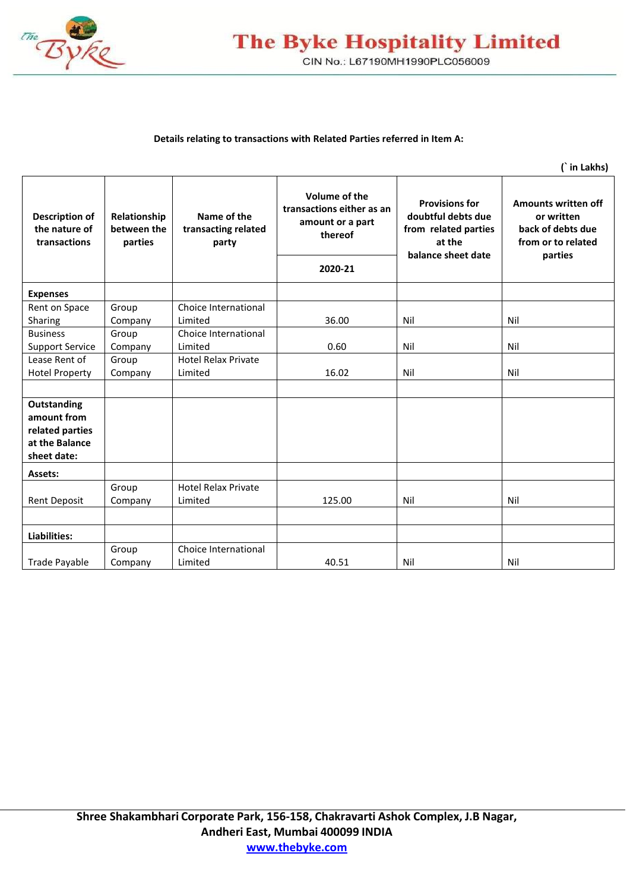**Details relating to transactions with Related Parties referred in Item A:**

**(` in Lakhs)**

| Description of the nature of transactions | Relationship between the parties | Name of the transacting related party | Volume of the transactions either as an amount or a part thereof | Provisions for doubtful debts due from related parties at the balance sheet date | Amounts written off or written back of debts due from or to related parties |
|---|---|---|---|---|---|
| | | | 2020-21 | | |
| **Expenses** | | | | | |
| Rent on Space Sharing | Group Company | Choice International Limited | 36.00 | Nil | Nil |
| Business Support Service | Group Company | Choice International Limited | 0.60 | Nil | Nil |
| Lease Rent of Hotel Property | Group Company | Hotel Relax Private Limited | 16.02 | Nil | Nil |
| | | | | | |
| **Outstanding amount from related parties at the Balance sheet date:** | | | | | |
| **Assets:** | | | | | |
| Rent Deposit | Group Company | Hotel Relax Private Limited | 125.00 | Nil | Nil |
| | | | | | |
| **Liabilities:** | | | | | |
| Trade Payable | Group Company | Choice International Limited | 40.51 | Nil | Nil |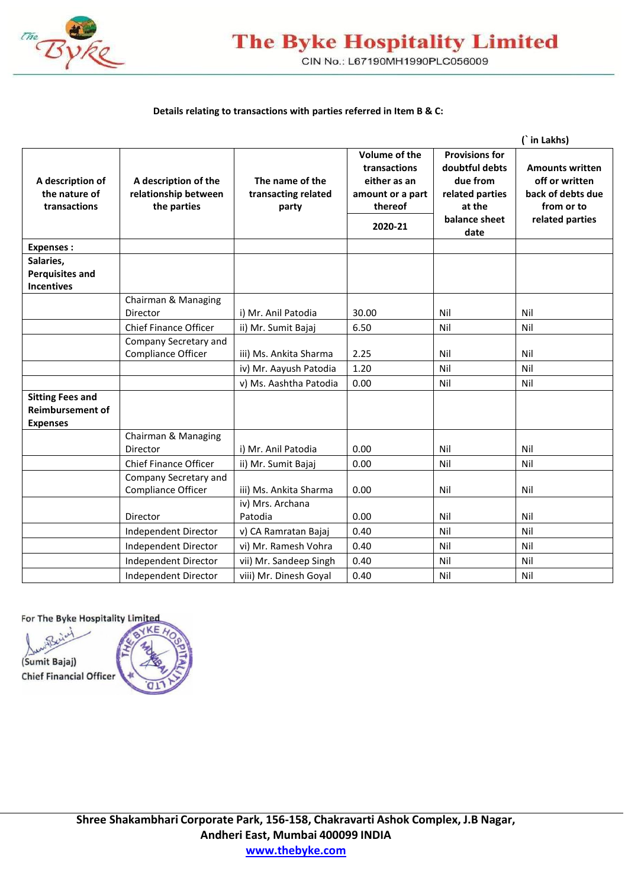**Details relating to transactions with parties referred in Item B & C:**

(` in Lakhs)

| A description of the nature of transactions | A description of the relationship between the parties | The name of the transacting related party | Volume of the transactions either as an amount or a part thereof 2020-21 | Provisions for doubtful debts due from related parties at the balance sheet date | Amounts written off or written back of debts due from or to related parties |
|---|---|---|---|---|---|
| **Expenses :** | | | | | |
| **Salaries, Perquisites and Incentives** | | | | | |
| | Chairman & Managing Director | i) Mr. Anil Patodia | 30.00 | Nil | Nil |
| | Chief Finance Officer | ii) Mr. Sumit Bajaj | 6.50 | Nil | Nil |
| | Company Secretary and Compliance Officer | iii) Ms. Ankita Sharma | 2.25 | Nil | Nil |
| | | iv) Mr. Aayush Patodia | 1.20 | Nil | Nil |
| | | v) Ms. Aashtha Patodia | 0.00 | Nil | Nil |
| **Sitting Fees and Reimbursement of Expenses** | | | | | |
| | Chairman & Managing Director | i) Mr. Anil Patodia | 0.00 | Nil | Nil |
| | Chief Finance Officer | ii) Mr. Sumit Bajaj | 0.00 | Nil | Nil |
| | Company Secretary and Compliance Officer | iii) Ms. Ankita Sharma | 0.00 | Nil | Nil |
| | Director | iv) Mrs. Archana Patodia | 0.00 | Nil | Nil |
| | Independent Director | v) CA Ramratan Bajaj | 0.40 | Nil | Nil |
| | Independent Director | vi) Mr. Ramesh Vohra | 0.40 | Nil | Nil |
| | Independent Director | vii) Mr. Sandeep Singh | 0.40 | Nil | Nil |
| | Independent Director | viii) Mr. Dinesh Goyal | 0.40 | Nil | Nil |

For The Byke Hospitality Limited

(Sumit Bajaj)
Chief Financial Officer